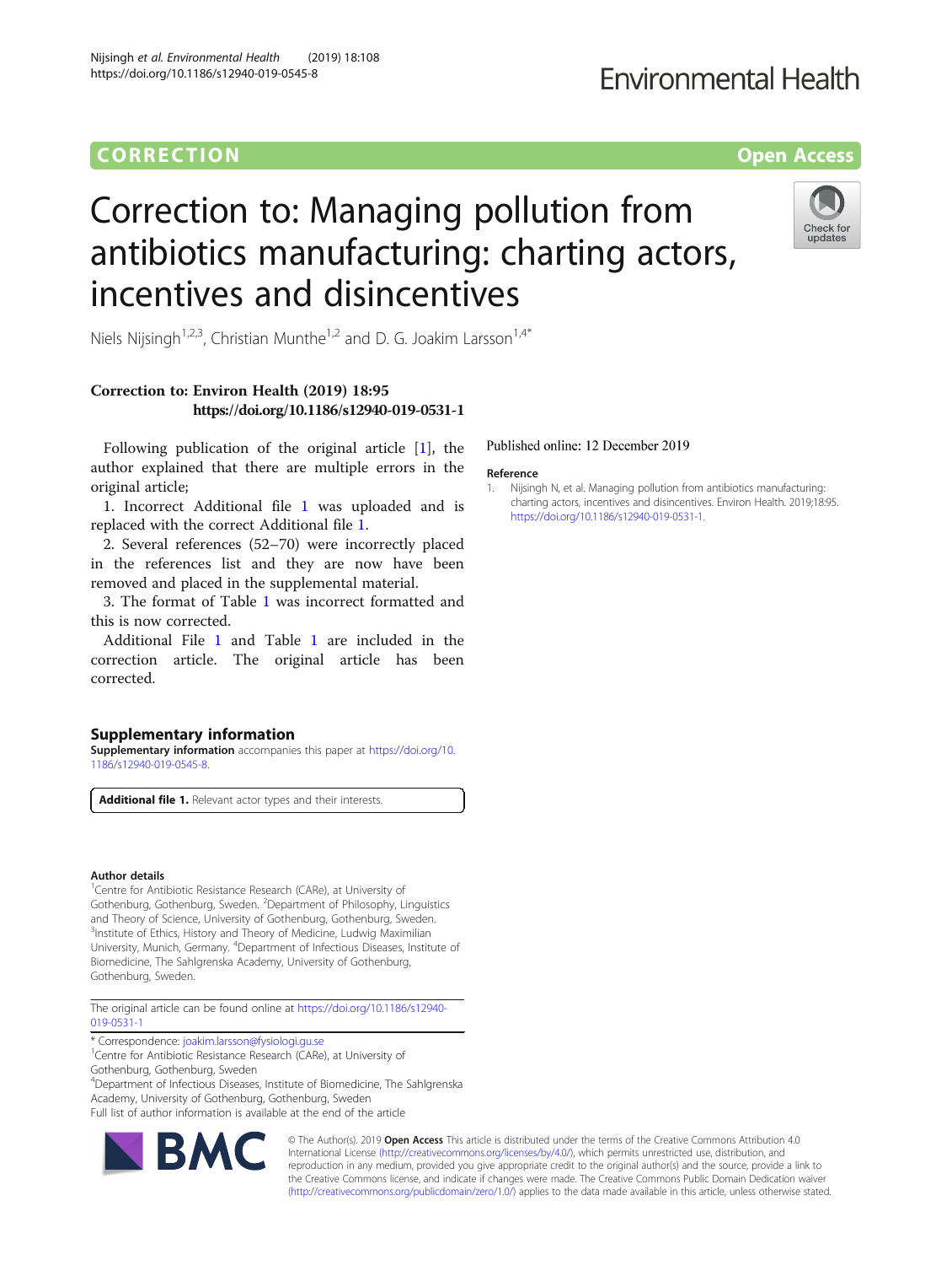# Correction to: Managing pollution from antibiotics manufacturing: charting actors, incentives and disincentives

Niels Nijsingh[1,2,3], Christian Munthe[1,2] and D. G. Joakim Larsson[1,4*]

**Correction to: Environ Health (2019) 18:95**
**https://doi.org/10.1186/s12940-019-0531-1**

Following publication of the original article [1], the author explained that there are multiple errors in the original article;

1. Incorrect Additional file 1 was uploaded and is replaced with the correct Additional file 1.

2. Several references (52–70) were incorrectly placed in the references list and they are now have been removed and placed in the supplemental material.

3. The format of Table 1 was incorrect formatted and this is now corrected.

Additional File 1 and Table 1 are included in the correction article. The original article has been corrected.

## Supplementary information

**Supplementary information** accompanies this paper at https://doi.org/10.1186/s12940-019-0545-8.

**Additional file 1.** Relevant actor types and their interests.

### Author details

[1]Centre for Antibiotic Resistance Research (CARe), at University of Gothenburg, Gothenburg, Sweden. [2]Department of Philosophy, Linguistics and Theory of Science, University of Gothenburg, Gothenburg, Sweden. [3]Institute of Ethics, History and Theory of Medicine, Ludwig Maximilian University, Munich, Germany. [4]Department of Infectious Diseases, Institute of Biomedicine, The Sahlgrenska Academy, University of Gothenburg, Gothenburg, Sweden.

Published online: 12 December 2019

### Reference

1. Nijsingh N, et al. Managing pollution from antibiotics manufacturing: charting actors, incentives and disincentives. Environ Health. 2019;18:95. https://doi.org/10.1186/s12940-019-0531-1.

The original article can be found online at https://doi.org/10.1186/s12940-019-0531-1

\* Correspondence: joakim.larsson@fysiologi.gu.se
[1]Centre for Antibiotic Resistance Research (CARe), at University of Gothenburg, Gothenburg, Sweden
[4]Department of Infectious Diseases, Institute of Biomedicine, The Sahlgrenska Academy, University of Gothenburg, Gothenburg, Sweden
Full list of author information is available at the end of the article

© The Author(s). 2019 **Open Access** This article is distributed under the terms of the Creative Commons Attribution 4.0 International License (http://creativecommons.org/licenses/by/4.0/), which permits unrestricted use, distribution, and reproduction in any medium, provided you give appropriate credit to the original author(s) and the source, provide a link to the Creative Commons license, and indicate if changes were made. The Creative Commons Public Domain Dedication waiver (http://creativecommons.org/publicdomain/zero/1.0/) applies to the data made available in this article, unless otherwise stated.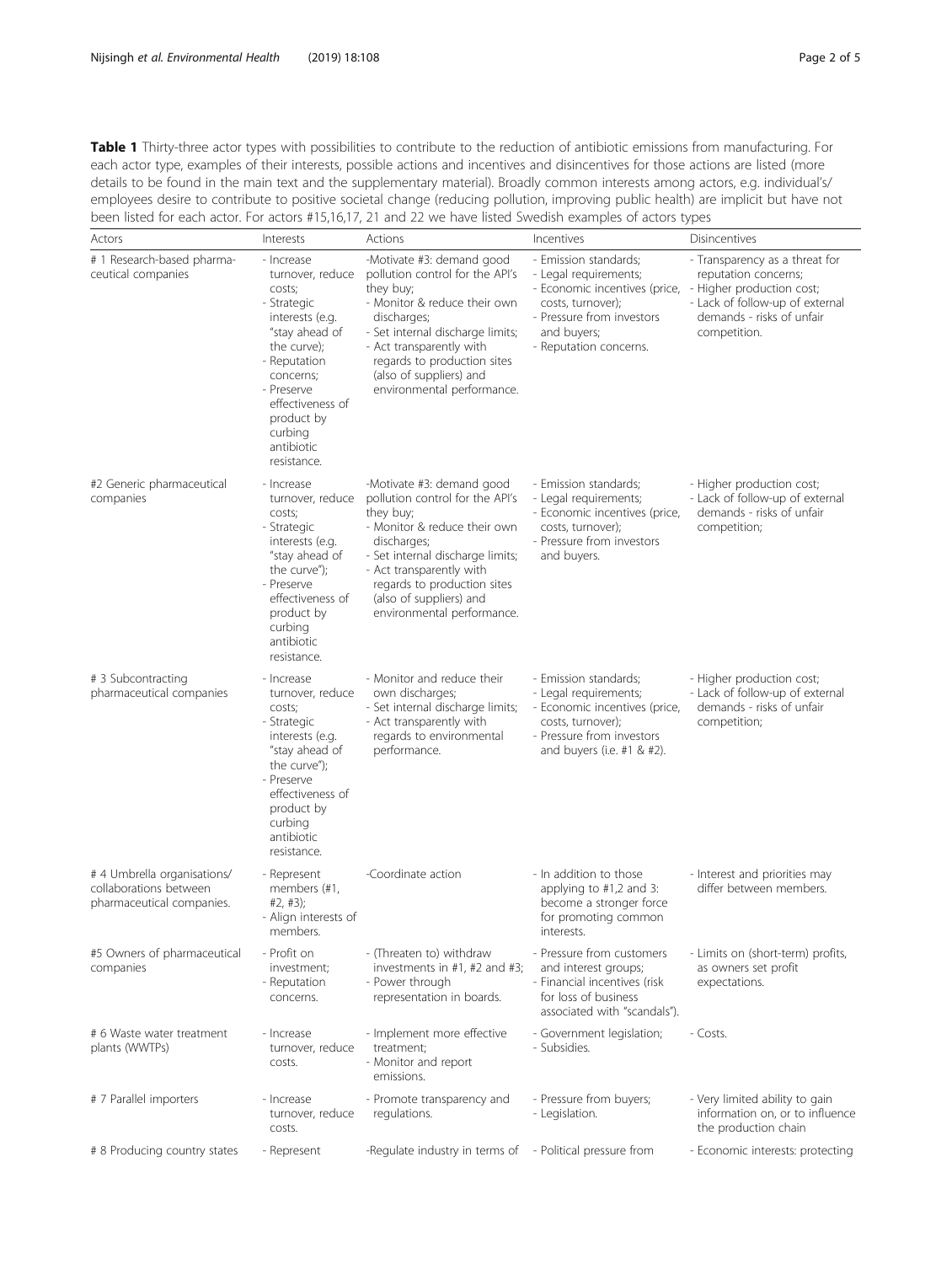**Table 1** Thirty-three actor types with possibilities to contribute to the reduction of antibiotic emissions from manufacturing. For each actor type, examples of their interests, possible actions and incentives and disincentives for those actions are listed (more details to be found in the main text and the supplementary material). Broadly common interests among actors, e.g. individual's/ employees desire to contribute to positive societal change (reducing pollution, improving public health) are implicit but have not been listed for each actor. For actors #15,16,17, 21 and 22 we have listed Swedish examples of actors types

| Actors | Interests | Actions | Incentives | Disincentives |
|---|---|---|---|---|
| # 1 Research-based pharmaceutical companies | - Increase turnover, reduce costs;<br>- Strategic interests (e.g. "stay ahead of the curve);<br>- Reputation concerns;<br>- Preserve effectiveness of product by curbing antibiotic resistance. | -Motivate #3: demand good pollution control for the API's they buy;<br>- Monitor & reduce their own discharges;<br>- Set internal discharge limits;<br>- Act transparently with regards to production sites (also of suppliers) and environmental performance. | - Emission standards;<br>- Legal requirements;<br>- Economic incentives (price, costs, turnover);<br>- Pressure from investors and buyers;<br>- Reputation concerns. | - Transparency as a threat for reputation concerns;<br>- Higher production cost;<br>- Lack of follow-up of external demands - risks of unfair competition. |
| #2 Generic pharmaceutical companies | - Increase turnover, reduce costs;<br>- Strategic interests (e.g. "stay ahead of the curve");<br>- Preserve effectiveness of product by curbing antibiotic resistance. | -Motivate #3: demand good pollution control for the API's they buy;<br>- Monitor & reduce their own discharges;<br>- Set internal discharge limits;<br>- Act transparently with regards to production sites (also of suppliers) and environmental performance. | - Emission standards;<br>- Legal requirements;<br>- Economic incentives (price, costs, turnover);<br>- Pressure from investors and buyers. | - Higher production cost;<br>- Lack of follow-up of external demands - risks of unfair competition; |
| # 3 Subcontracting pharmaceutical companies | - Increase turnover, reduce costs;<br>- Strategic interests (e.g. "stay ahead of the curve");<br>- Preserve effectiveness of product by curbing antibiotic resistance. | - Monitor and reduce their own discharges;<br>- Set internal discharge limits;<br>- Act transparently with regards to environmental performance. | - Emission standards;<br>- Legal requirements;<br>- Economic incentives (price, costs, turnover);<br>- Pressure from investors and buyers (i.e. #1 & #2). | - Higher production cost;<br>- Lack of follow-up of external demands - risks of unfair competition; |
| # 4 Umbrella organisations/ collaborations between pharmaceutical companies. | - Represent members (#1, #2, #3);<br>- Align interests of members. | -Coordinate action | - In addition to those applying to #1,2 and 3: become a stronger force for promoting common interests. | - Interest and priorities may differ between members. |
| #5 Owners of pharmaceutical companies | - Profit on investment;<br>- Reputation concerns. | - (Threaten to) withdraw investments in #1, #2 and #3;<br>- Power through representation in boards. | - Pressure from customers and interest groups;<br>- Financial incentives (risk for loss of business associated with "scandals"). | - Limits on (short-term) profits, as owners set profit expectations. |
| # 6 Waste water treatment plants (WWTPs) | - Increase turnover, reduce costs. | - Implement more effective treatment;<br>- Monitor and report emissions. | - Government legislation;<br>- Subsidies. | - Costs. |
| # 7 Parallel importers | - Increase turnover, reduce costs. | - Promote transparency and regulations. | - Pressure from buyers;<br>- Legislation. | - Very limited ability to gain information on, or to influence the production chain |
| # 8 Producing country states | - Represent | -Regulate industry in terms of | - Political pressure from | - Economic interests: protecting |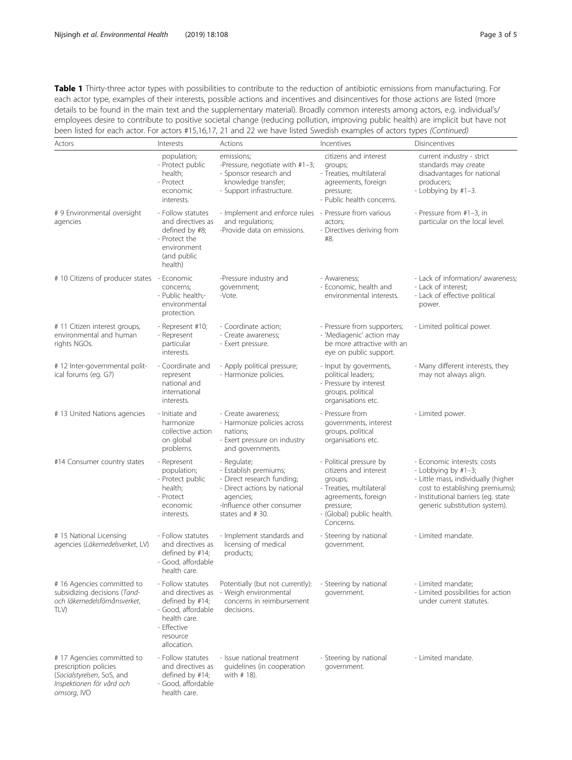**Table 1** Thirty-three actor types with possibilities to contribute to the reduction of antibiotic emissions from manufacturing. For each actor type, examples of their interests, possible actions and incentives and disincentives for those actions are listed (more details to be found in the main text and the supplementary material). Broadly common interests among actors, e.g. individual's/ employees desire to contribute to positive societal change (reducing pollution, improving public health) are implicit but have not been listed for each actor. For actors #15,16,17, 21 and 22 we have listed Swedish examples of actors types *(Continued)*

| Actors | Interests | Actions | Incentives | Disincentives |
|---|---|---|---|---|
| | population;<br>- Protect public health;<br>- Protect economic interests. | emissions;<br>-Pressure, negotiate with #1–3;<br>- Sponsor research and knowledge transfer;<br>- Support infrastructure. | citizens and interest groups;<br>- Treaties, multilateral agreements, foreign pressure;<br>- Public health concerns. | current industry - strict standards may create disadvantages for national producers;<br>- Lobbying by #1–3. |
| # 9 Environmental oversight agencies | - Follow statutes and directives as defined by #8;<br>- Protect the environment (and public health) | - Implement and enforce rules and regulations;<br>-Provide data on emissions. | - Pressure from various actors;<br>- Directives deriving from #8. | - Pressure from #1–3, in particular on the local level. |
| # 10 Citizens of producer states | - Economic concerns;<br>- Public health;-environmental protection. | -Pressure industry and government;<br>-Vote. | - Awareness;<br>- Economic, health and environmental interests. | - Lack of information/ awareness;<br>- Lack of interest;<br>- Lack of effective political power. |
| # 11 Citizen interest groups, environmental and human rights NGOs. | - Represent #10;<br>- Represent particular interests. | - Coordinate action;<br>- Create awareness;<br>- Exert pressure. | - Pressure from supporters;<br>- 'Mediagenic' action may be more attractive with an eye on public support. | - Limited political power. |
| # 12 Inter-governmental political forums (eg. G7) | - Coordinate and represent national and international interests. | - Apply political pressure;<br>- Harmonize policies. | - Input by goverments, political leaders;<br>- Pressure by interest groups, political organisations etc. | - Many different interests, they may not always align. |
| # 13 United Nations agencies | - Initiate and harmonize collective action on global problems. | - Create awareness;<br>- Harmonize policies across nations;<br>- Exert pressure on industry and governments. | - Pressure from governments, interest groups, political organisations etc. | - Limited power. |
| #14 Consumer country states | - Represent population;<br>- Protect public health;<br>- Protect economic interests. | - Regulate;<br>- Establish premiums;<br>- Direct research funding;<br>- Direct actions by national agencies;<br>-Influence other consumer states and # 30. | - Political pressure by citizens and interest groups;<br>- Treaties, multilateral agreements, foreign pressure;<br>- (Global) public health. Concerns. | - Economic interests: costs<br>- Lobbying by #1–3;<br>- Little mass, individually (higher cost to establishing premiums);<br>- Institutional barriers (eg. state generic substitution system). |
| # 15 National Licensing agencies (*Läkemedelsverket*, LV) | - Follow statutes and directives as defined by #14;<br>- Good, affordable health care. | - Implement standards and licensing of medical products; | - Steering by national government. | - Limited mandate. |
| # 16 Agencies committed to subsidizing decisions (*Tand- och läkemedelsförmånsverket*, TLV) | - Follow statutes and directives as defined by #14;<br>- Good, affordable health care.<br>- Effective resource allocation. | Potentially (but not currently):<br>- Weigh environmental concerns in reimbursement decisions. | - Steering by national government. | - Limited mandate;<br>- Limited possibilities for action under current statutes. |
| # 17 Agencies committed to prescription policies (*Socialstyrelsen*, SoS, and *Inspektionen för vård och omsorg*, IVO | - Follow statutes and directives as defined by #14;<br>- Good, affordable health care. | - Issue national treatment guidelines (in cooperation with # 18). | - Steering by national government. | - Limited mandate. |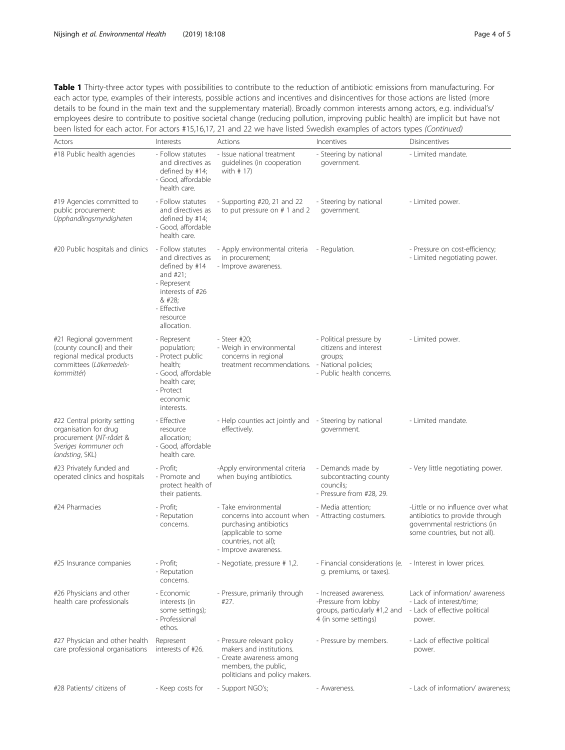**Table 1** Thirty-three actor types with possibilities to contribute to the reduction of antibiotic emissions from manufacturing. For each actor type, examples of their interests, possible actions and incentives and disincentives for those actions are listed (more details to be found in the main text and the supplementary material). Broadly common interests among actors, e.g. individual's/ employees desire to contribute to positive societal change (reducing pollution, improving public health) are implicit but have not been listed for each actor. For actors #15,16,17, 21 and 22 we have listed Swedish examples of actors types *(Continued)*

| Actors | Interests | Actions | Incentives | Disincentives |
|---|---|---|---|---|
| #18 Public health agencies | - Follow statutes and directives as defined by #14;<br>- Good, affordable health care. | - Issue national treatment guidelines (in cooperation with # 17) | - Steering by national government. | - Limited mandate. |
| #19 Agencies committed to public procurement: *Upphandlingsmyndigheten* | - Follow statutes and directives as defined by #14;<br>- Good, affordable health care. | - Supporting #20, 21 and 22 to put pressure on # 1 and 2 | - Steering by national government. | - Limited power. |
| #20 Public hospitals and clinics | - Follow statutes and directives as defined by #14 and #21;<br>- Represent interests of #26 & #28;<br>- Effective resource allocation. | - Apply environmental criteria in procurement;<br>- Improve awareness. | - Regulation. | - Pressure on cost-efficiency;<br>- Limited negotiating power. |
| #21 Regional government (county council) and their regional medical products committees (*Läkemedels-kommittér*) | - Represent population;<br>- Protect public health;<br>- Good, affordable health care;<br>- Protect economic interests. | - Steer #20;<br>- Weigh in environmental concerns in regional treatment recommendations. | - Political pressure by citizens and interest groups;<br>- National policies;<br>- Public health concerns. | - Limited power. |
| #22 Central priority setting organisation for drug procurement (*NT-rådet* & *Sveriges kommuner och landsting*, SKL) | - Effective resource allocation;<br>- Good, affordable health care. | - Help counties act jointly and effectively. | - Steering by national government. | - Limited mandate. |
| #23 Privately funded and operated clinics and hospitals | - Profit;<br>- Promote and protect health of their patients. | -Apply environmental criteria when buying antibiotics. | - Demands made by subcontracting county councils;<br>- Pressure from #28, 29. | - Very little negotiating power. |
| #24 Pharmacies | - Profit;<br>- Reputation concerns. | - Take environmental concerns into account when purchasing antibiotics (applicable to some countries, not all);<br>- Improve awareness. | - Media attention;<br>- Attracting costumers. | -Little or no influence over what antibiotics to provide through governmental restrictions (in some countries, but not all). |
| #25 Insurance companies | - Profit;<br>- Reputation concerns. | - Negotiate, pressure # 1,2. | - Financial considerations (e. g. premiums, or taxes). | - Interest in lower prices. |
| #26 Physicians and other health care professionals | - Economic interests (in some settings);<br>- Professional ethos. | - Pressure, primarily through #27. | - Increased awareness.<br>-Pressure from lobby groups, particularly #1,2 and 4 (in some settings) | Lack of information/ awareness<br>- Lack of interest/time;<br>- Lack of effective political power. |
| #27 Physician and other health care professional organisations | Represent interests of #26. | - Pressure relevant policy makers and institutions.<br>- Create awareness among members, the public, politicians and policy makers. | - Pressure by members. | - Lack of effective political power. |
| #28 Patients/ citizens of | - Keep costs for | - Support NGO's; | - Awareness. | - Lack of information/ awareness; |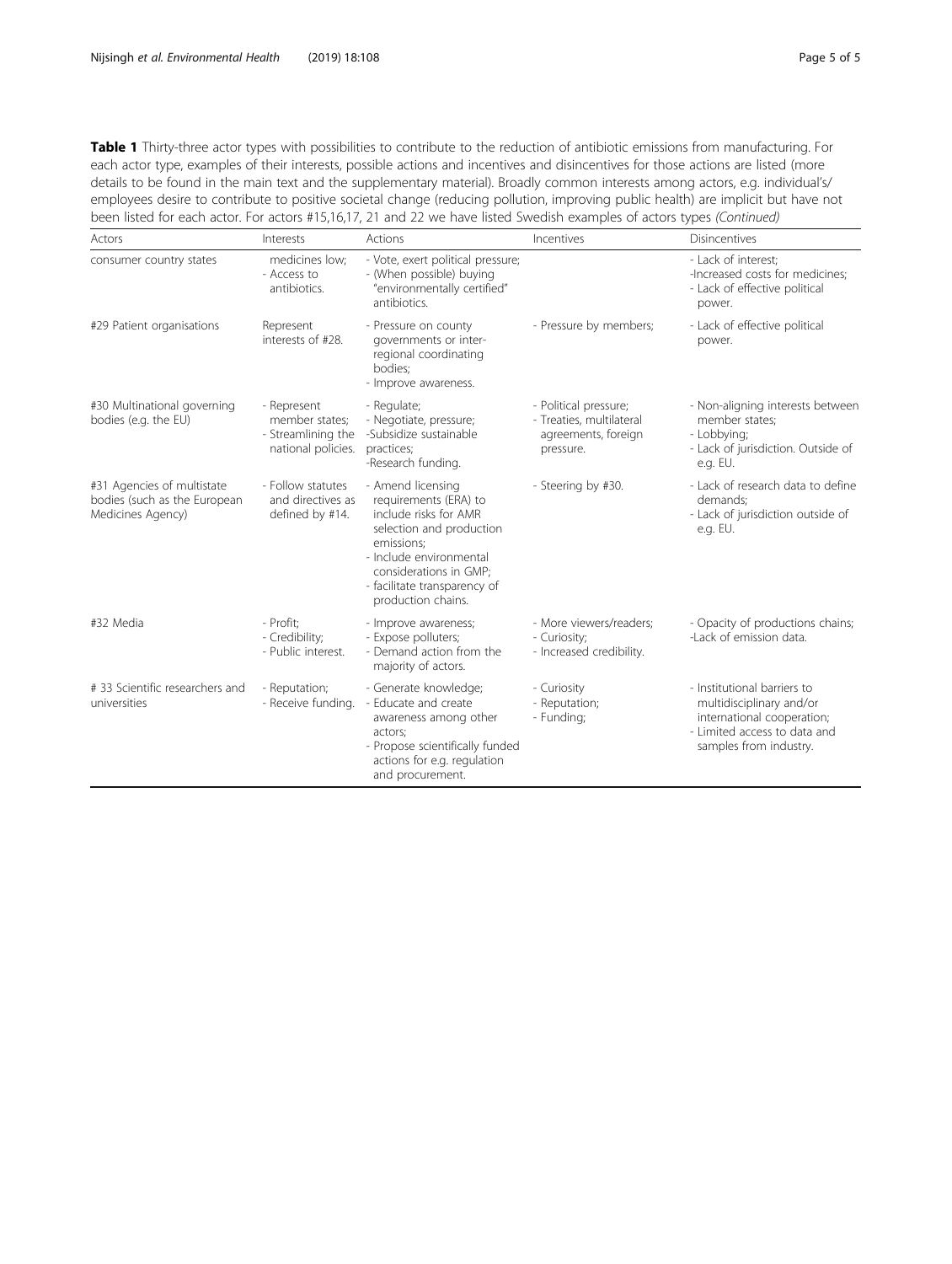**Table 1** Thirty-three actor types with possibilities to contribute to the reduction of antibiotic emissions from manufacturing. For each actor type, examples of their interests, possible actions and incentives and disincentives for those actions are listed (more details to be found in the main text and the supplementary material). Broadly common interests among actors, e.g. individual's/ employees desire to contribute to positive societal change (reducing pollution, improving public health) are implicit but have not been listed for each actor. For actors #15,16,17, 21 and 22 we have listed Swedish examples of actors types *(Continued)*

| Actors | Interests | Actions | Incentives | Disincentives |
|---|---|---|---|---|
| consumer country states | medicines low; - Access to antibiotics. | - Vote, exert political pressure; - (When possible) buying "environmentally certified" antibiotics. | | - Lack of interest; -Increased costs for medicines; - Lack of effective political power. |
| #29 Patient organisations | Represent interests of #28. | - Pressure on county governments or inter-regional coordinating bodies; - Improve awareness. | - Pressure by members; | - Lack of effective political power. |
| #30 Multinational governing bodies (e.g. the EU) | - Represent member states; - Streamlining the national policies. | - Regulate; - Negotiate, pressure; -Subsidize sustainable practices; -Research funding. | - Political pressure; - Treaties, multilateral agreements, foreign pressure. | - Non-aligning interests between member states; - Lobbying; - Lack of jurisdiction. Outside of e.g. EU. |
| #31 Agencies of multistate bodies (such as the European Medicines Agency) | - Follow statutes and directives as defined by #14. | - Amend licensing requirements (ERA) to include risks for AMR selection and production emissions; - Include environmental considerations in GMP; - facilitate transparency of production chains. | - Steering by #30. | - Lack of research data to define demands; - Lack of jurisdiction outside of e.g. EU. |
| #32 Media | - Profit; - Credibility; - Public interest. | - Improve awareness; - Expose polluters; - Demand action from the majority of actors. | - More viewers/readers; - Curiosity; - Increased credibility. | - Opacity of productions chains; -Lack of emission data. |
| # 33 Scientific researchers and universities | - Reputation; - Receive funding. | - Generate knowledge; - Educate and create awareness among other actors; - Propose scientifically funded actions for e.g. regulation and procurement. | - Curiosity - Reputation; - Funding; | - Institutional barriers to multidisciplinary and/or international cooperation; - Limited access to data and samples from industry. |